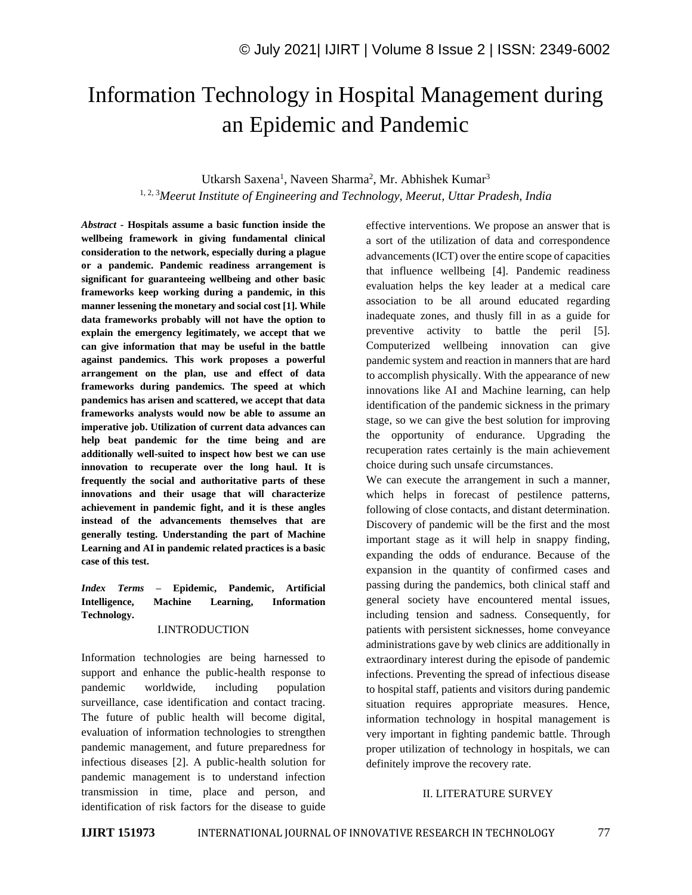# Information Technology in Hospital Management during an Epidemic and Pandemic

Utkarsh Saxena[1], Naveen Sharma[2], Mr. Abhishek Kumar[3]

[1, 2, 3] *Meerut Institute of Engineering and Technology, Meerut, Uttar Pradesh, India*

***Abstract* - Hospitals assume a basic function inside the wellbeing framework in giving fundamental clinical consideration to the network, especially during a plague or a pandemic. Pandemic readiness arrangement is significant for guaranteeing wellbeing and other basic frameworks keep working during a pandemic, in this manner lessening the monetary and social cost [1]. While data frameworks probably will not have the option to explain the emergency legitimately, we accept that we can give information that may be useful in the battle against pandemics. This work proposes a powerful arrangement on the plan, use and effect of data frameworks during pandemics. The speed at which pandemics has arisen and scattered, we accept that data frameworks analysts would now be able to assume an imperative job. Utilization of current data advances can help beat pandemic for the time being and are additionally well-suited to inspect how best we can use innovation to recuperate over the long haul. It is frequently the social and authoritative parts of these innovations and their usage that will characterize achievement in pandemic fight, and it is these angles instead of the advancements themselves that are generally testing. Understanding the part of Machine Learning and AI in pandemic related practices is a basic case of this test.**

***Index Terms* – Epidemic, Pandemic, Artificial Intelligence, Machine Learning, Information Technology.**

## I.INTRODUCTION

Information technologies are being harnessed to support and enhance the public-health response to pandemic worldwide, including population surveillance, case identification and contact tracing. The future of public health will become digital, evaluation of information technologies to strengthen pandemic management, and future preparedness for infectious diseases [2]. A public-health solution for pandemic management is to understand infection transmission in time, place and person, and identification of risk factors for the disease to guide effective interventions. We propose an answer that is a sort of the utilization of data and correspondence advancements (ICT) over the entire scope of capacities that influence wellbeing [4]. Pandemic readiness evaluation helps the key leader at a medical care association to be all around educated regarding inadequate zones, and thusly fill in as a guide for preventive activity to battle the peril [5]. Computerized wellbeing innovation can give pandemic system and reaction in manners that are hard to accomplish physically. With the appearance of new innovations like AI and Machine learning, can help identification of the pandemic sickness in the primary stage, so we can give the best solution for improving the opportunity of endurance. Upgrading the recuperation rates certainly is the main achievement choice during such unsafe circumstances.

We can execute the arrangement in such a manner, which helps in forecast of pestilence patterns, following of close contacts, and distant determination. Discovery of pandemic will be the first and the most important stage as it will help in snappy finding, expanding the odds of endurance. Because of the expansion in the quantity of confirmed cases and passing during the pandemics, both clinical staff and general society have encountered mental issues, including tension and sadness. Consequently, for patients with persistent sicknesses, home conveyance administrations gave by web clinics are additionally in extraordinary interest during the episode of pandemic infections. Preventing the spread of infectious disease to hospital staff, patients and visitors during pandemic situation requires appropriate measures. Hence, information technology in hospital management is very important in fighting pandemic battle. Through proper utilization of technology in hospitals, we can definitely improve the recovery rate.

## II. LITERATURE SURVEY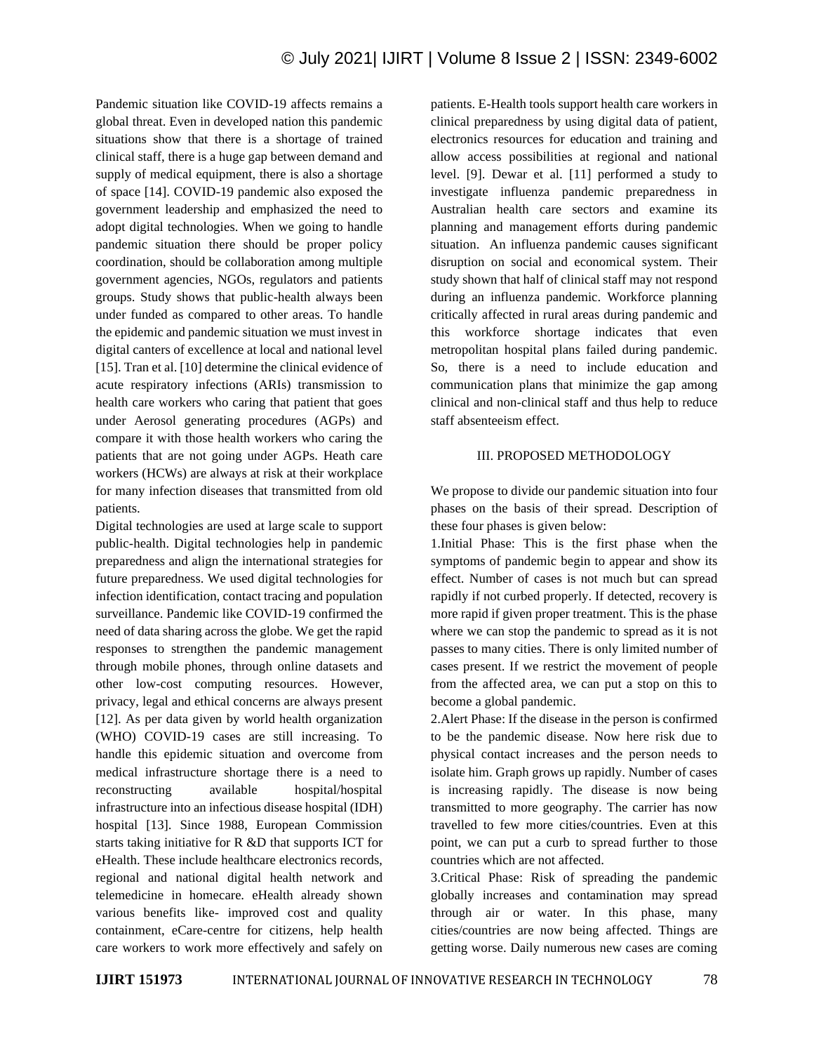Pandemic situation like COVID-19 affects remains a global threat. Even in developed nation this pandemic situations show that there is a shortage of trained clinical staff, there is a huge gap between demand and supply of medical equipment, there is also a shortage of space [14]. COVID-19 pandemic also exposed the government leadership and emphasized the need to adopt digital technologies. When we going to handle pandemic situation there should be proper policy coordination, should be collaboration among multiple government agencies, NGOs, regulators and patients groups. Study shows that public-health always been under funded as compared to other areas. To handle the epidemic and pandemic situation we must invest in digital canters of excellence at local and national level [15]. Tran et al. [10] determine the clinical evidence of acute respiratory infections (ARIs) transmission to health care workers who caring that patient that goes under Aerosol generating procedures (AGPs) and compare it with those health workers who caring the patients that are not going under AGPs. Heath care workers (HCWs) are always at risk at their workplace for many infection diseases that transmitted from old patients.

Digital technologies are used at large scale to support public-health. Digital technologies help in pandemic preparedness and align the international strategies for future preparedness. We used digital technologies for infection identification, contact tracing and population surveillance. Pandemic like COVID-19 confirmed the need of data sharing across the globe. We get the rapid responses to strengthen the pandemic management through mobile phones, through online datasets and other low-cost computing resources. However, privacy, legal and ethical concerns are always present [12]. As per data given by world health organization (WHO) COVID-19 cases are still increasing. To handle this epidemic situation and overcome from medical infrastructure shortage there is a need to reconstructing available hospital/hospital infrastructure into an infectious disease hospital (IDH) hospital [13]. Since 1988, European Commission starts taking initiative for R &D that supports ICT for eHealth. These include healthcare electronics records, regional and national digital health network and telemedicine in homecare. eHealth already shown various benefits like- improved cost and quality containment, eCare-centre for citizens, help health care workers to work more effectively and safely on patients. E-Health tools support health care workers in clinical preparedness by using digital data of patient, electronics resources for education and training and allow access possibilities at regional and national level. [9]. Dewar et al. [11] performed a study to investigate influenza pandemic preparedness in Australian health care sectors and examine its planning and management efforts during pandemic situation. An influenza pandemic causes significant disruption on social and economical system. Their study shown that half of clinical staff may not respond during an influenza pandemic. Workforce planning critically affected in rural areas during pandemic and this workforce shortage indicates that even metropolitan hospital plans failed during pandemic. So, there is a need to include education and communication plans that minimize the gap among clinical and non-clinical staff and thus help to reduce staff absenteeism effect.

## III. PROPOSED METHODOLOGY

We propose to divide our pandemic situation into four phases on the basis of their spread. Description of these four phases is given below:

1.Initial Phase: This is the first phase when the symptoms of pandemic begin to appear and show its effect. Number of cases is not much but can spread rapidly if not curbed properly. If detected, recovery is more rapid if given proper treatment. This is the phase where we can stop the pandemic to spread as it is not passes to many cities. There is only limited number of cases present. If we restrict the movement of people from the affected area, we can put a stop on this to become a global pandemic.

2.Alert Phase: If the disease in the person is confirmed to be the pandemic disease. Now here risk due to physical contact increases and the person needs to isolate him. Graph grows up rapidly. Number of cases is increasing rapidly. The disease is now being transmitted to more geography. The carrier has now travelled to few more cities/countries. Even at this point, we can put a curb to spread further to those countries which are not affected.

3.Critical Phase: Risk of spreading the pandemic globally increases and contamination may spread through air or water. In this phase, many cities/countries are now being affected. Things are getting worse. Daily numerous new cases are coming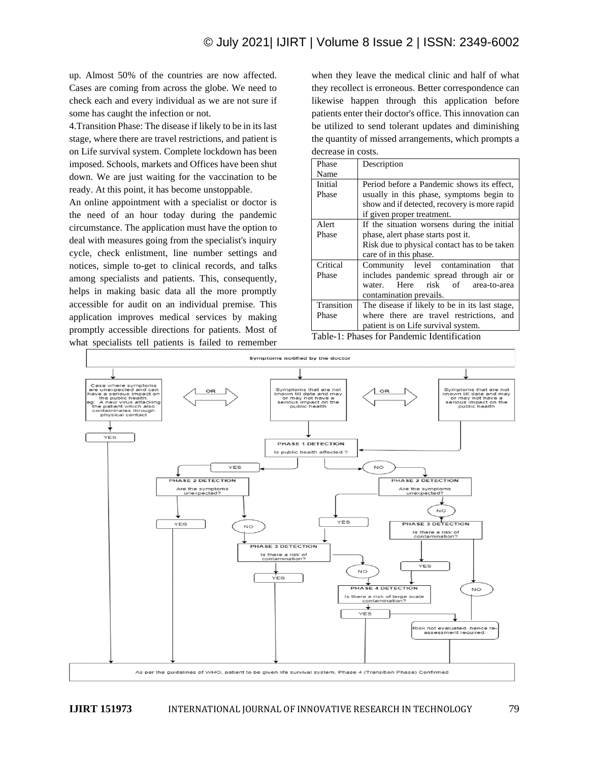up. Almost 50% of the countries are now affected. Cases are coming from across the globe. We need to check each and every individual as we are not sure if some has caught the infection or not.

4.Transition Phase: The disease if likely to be in its last stage, where there are travel restrictions, and patient is on Life survival system. Complete lockdown has been imposed. Schools, markets and Offices have been shut down. We are just waiting for the vaccination to be ready. At this point, it has become unstoppable.

An online appointment with a specialist or doctor is the need of an hour today during the pandemic circumstance. The application must have the option to deal with measures going from the specialist's inquiry cycle, check enlistment, line number settings and notices, simple to-get to clinical records, and talks among specialists and patients. This, consequently, helps in making basic data all the more promptly accessible for audit on an individual premise. This application improves medical services by making promptly accessible directions for patients. Most of what specialists tell patients is failed to remember when they leave the medical clinic and half of what they recollect is erroneous. Better correspondence can likewise happen through this application before patients enter their doctor's office. This innovation can be utilized to send tolerant updates and diminishing the quantity of missed arrangements, which prompts a decrease in costs.

| Phase Name | Description |
|---|---|
| Initial Phase | Period before a Pandemic shows its effect, usually in this phase, symptoms begin to show and if detected, recovery is more rapid if given proper treatment. |
| Alert Phase | If the situation worsens during the initial phase, alert phase starts post it. Risk due to physical contact has to be taken care of in this phase. |
| Critical Phase | Community level contamination that includes pandemic spread through air or water. Here risk of area-to-area contamination prevails. |
| Transition Phase | The disease if likely to be in its last stage, where there are travel restrictions, and patient is on Life survival system. |

Table-1: Phases for Pandemic Identification

Symptoms notified by the doctor

Case where symptoms are unexpected and can have a serious impact on the public health. eg: A new virus attacking the patient which also contaminates through physical contact — OR — Symptoms that are not known till date and may or may not have a serious impact on the public health — OR — Symptoms that are not known till date and may serious impact on the public health

YES

PHASE 1 DETECTION: Is public health affected ?

YES / NO

PHASE 2 DETECTION: Are the symptoms unexpected?

YES / NO

PHASE 3 DETECTION: Is there a risk of contamination?

YES / NO

PHASE 4 DETECTION: Is there a risk of large scale contamination?

YES

Risk not evaluated, hence re-assessment required.

As per the guidelines of WHO, patient to be given life survival system, Phase 4 (Transition Phase) Confirmed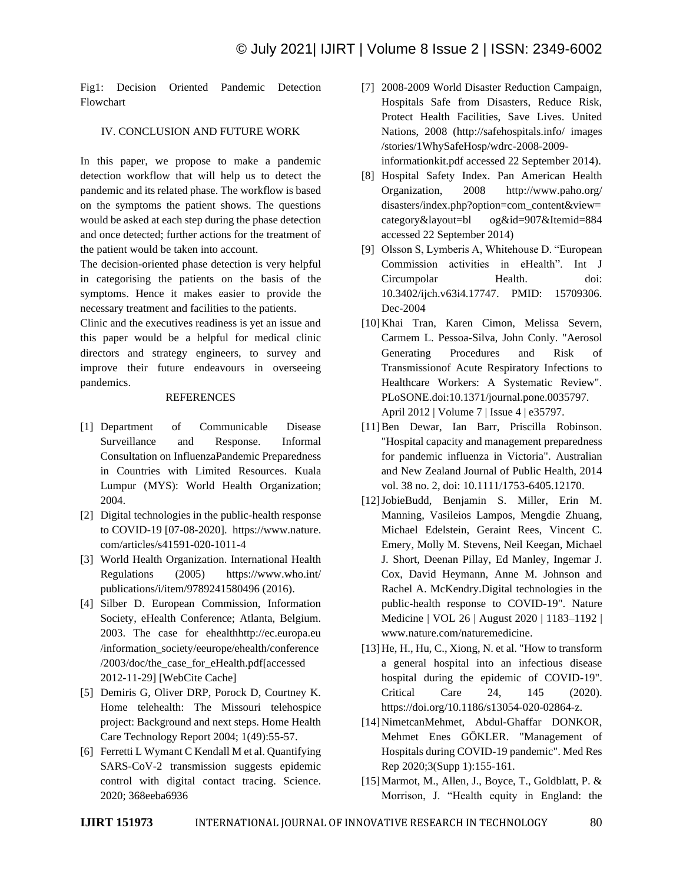Fig1: Decision Oriented Pandemic Detection Flowchart

## IV. CONCLUSION AND FUTURE WORK

In this paper, we propose to make a pandemic detection workflow that will help us to detect the pandemic and its related phase. The workflow is based on the symptoms the patient shows. The questions would be asked at each step during the phase detection and once detected; further actions for the treatment of the patient would be taken into account.

The decision-oriented phase detection is very helpful in categorising the patients on the basis of the symptoms. Hence it makes easier to provide the necessary treatment and facilities to the patients.

Clinic and the executives readiness is yet an issue and this paper would be a helpful for medical clinic directors and strategy engineers, to survey and improve their future endeavours in overseeing pandemics.

## REFERENCES

[1] Department of Communicable Disease Surveillance and Response. Informal Consultation on InfluenzaPandemic Preparedness in Countries with Limited Resources. Kuala Lumpur (MYS): World Health Organization; 2004.

[2] Digital technologies in the public-health response to COVID-19 [07-08-2020]. https://www.nature.com/articles/s41591-020-1011-4

[3] World Health Organization. International Health Regulations (2005) https://www.who.int/publications/i/item/9789241580496 (2016).

[4] Silber D. European Commission, Information Society, eHealth Conference; Atlanta, Belgium. 2003. The case for ehealthhttp://ec.europa.eu/information_society/eeurope/ehealth/conference/2003/doc/the_case_for_eHealth.pdf[accessed 2012-11-29] [WebCite Cache]

[5] Demiris G, Oliver DRP, Porock D, Courtney K. Home telehealth: The Missouri telehospice project: Background and next steps. Home Health Care Technology Report 2004; 1(49):55-57.

[6] Ferretti L Wymant C Kendall M et al. Quantifying SARS-CoV-2 transmission suggests epidemic control with digital contact tracing. Science. 2020; 368eeba6936

[7] 2008-2009 World Disaster Reduction Campaign, Hospitals Safe from Disasters, Reduce Risk, Protect Health Facilities, Save Lives. United Nations, 2008 (http://safehospitals.info/ images /stories/1WhySafeHosp/wdrc-2008-2009-informationkit.pdf accessed 22 September 2014).

[8] Hospital Safety Index. Pan American Health Organization, 2008 http://www.paho.org/disasters/index.php?option=com_content&view=category&layout=bl og&id=907&Itemid=884 accessed 22 September 2014)

[9] Olsson S, Lymberis A, Whitehouse D. "European Commission activities in eHealth". Int J Circumpolar Health. doi: 10.3402/ijch.v63i4.17747. PMID: 15709306. Dec-2004

[10] Khai Tran, Karen Cimon, Melissa Severn, Carmem L. Pessoa-Silva, John Conly. "Aerosol Generating Procedures and Risk of Transmissionof Acute Respiratory Infections to Healthcare Workers: A Systematic Review". PLoSONE.doi:10.1371/journal.pone.0035797. April 2012 | Volume 7 | Issue 4 | e35797.

[11] Ben Dewar, Ian Barr, Priscilla Robinson. "Hospital capacity and management preparedness for pandemic influenza in Victoria". Australian and New Zealand Journal of Public Health, 2014 vol. 38 no. 2, doi: 10.1111/1753-6405.12170.

[12] JobieBudd, Benjamin S. Miller, Erin M. Manning, Vasileios Lampos, Mengdie Zhuang, Michael Edelstein, Geraint Rees, Vincent C. Emery, Molly M. Stevens, Neil Keegan, Michael J. Short, Deenan Pillay, Ed Manley, Ingemar J. Cox, David Heymann, Anne M. Johnson and Rachel A. McKendry.Digital technologies in the public-health response to COVID-19". Nature Medicine | VOL 26 | August 2020 | 1183–1192 | www.nature.com/naturemedicine.

[13] He, H., Hu, C., Xiong, N. et al. "How to transform a general hospital into an infectious disease hospital during the epidemic of COVID-19". Critical Care 24, 145 (2020). https://doi.org/10.1186/s13054-020-02864-z.

[14] NimetcanMehmet, Abdul-Ghaffar DONKOR, Mehmet Enes GÖKLER. "Management of Hospitals during COVID-19 pandemic". Med Res Rep 2020;3(Supp 1):155-161.

[15] Marmot, M., Allen, J., Boyce, T., Goldblatt, P. & Morrison, J. "Health equity in England: the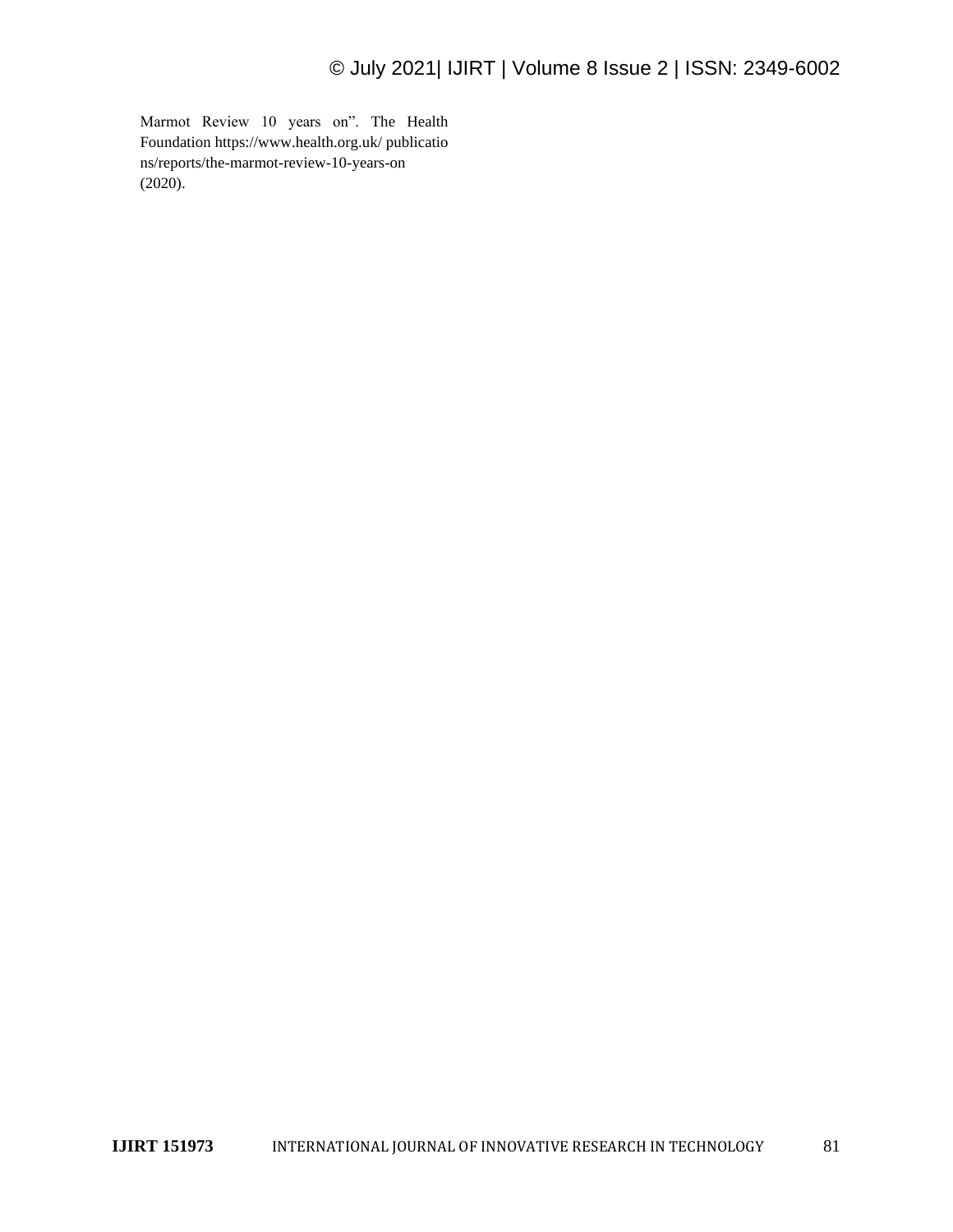Marmot Review 10 years on". The Health Foundation https://www.health.org.uk/ publications/reports/the-marmot-review-10-years-on (2020).